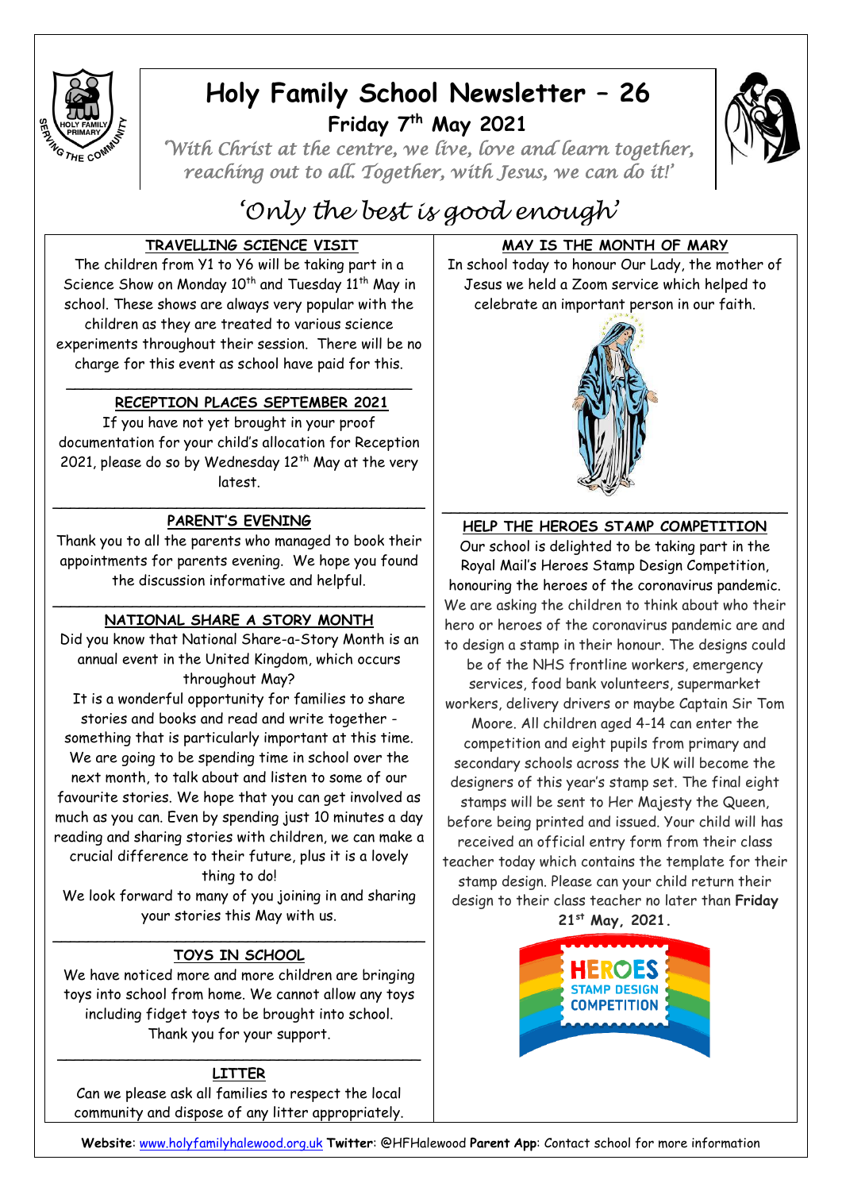# Holy Family School Newsletter – 26

## Friday 7th May 2021

*'With Christ at the centre, we live, love and learn together, reaching out to all. Together, with Jesus, we can do it!'*

*'Only the best is good enough'*

### TRAVELLING SCIENCE VISIT

The children from Y1 to Y6 will be taking part in a Science Show on Monday 10th and Tuesday 11th May in school. These shows are always very popular with the children as they are treated to various science experiments throughout their session. There will be no charge for this event as school have paid for this.

### RECEPTION PLACES SEPTEMBER 2021

If you have not yet brought in your proof documentation for your child's allocation for Reception 2021, please do so by Wednesday 12th May at the very latest.

### PARENT'S EVENING

Thank you to all the parents who managed to book their appointments for parents evening. We hope you found the discussion informative and helpful.

### NATIONAL SHARE A STORY MONTH

Did you know that National Share-a-Story Month is an annual event in the United Kingdom, which occurs throughout May?

It is a wonderful opportunity for families to share stories and books and read and write together - something that is particularly important at this time. We are going to be spending time in school over the next month, to talk about and listen to some of our favourite stories. We hope that you can get involved as much as you can. Even by spending just 10 minutes a day reading and sharing stories with children, we can make a crucial difference to their future, plus it is a lovely thing to do!

We look forward to many of you joining in and sharing your stories this May with us.

### TOYS IN SCHOOL

We have noticed more and more children are bringing toys into school from home. We cannot allow any toys including fidget toys to be brought into school. Thank you for your support.

### LITTER

Can we please ask all families to respect the local community and dispose of any litter appropriately.

### MAY IS THE MONTH OF MARY

In school today to honour Our Lady, the mother of Jesus we held a Zoom service which helped to celebrate an important person in our faith.

### HELP THE HEROES STAMP COMPETITION

Our school is delighted to be taking part in the Royal Mail's Heroes Stamp Design Competition, honouring the heroes of the coronavirus pandemic. We are asking the children to think about who their hero or heroes of the coronavirus pandemic are and to design a stamp in their honour. The designs could be of the NHS frontline workers, emergency services, food bank volunteers, supermarket workers, delivery drivers or maybe Captain Sir Tom Moore. All children aged 4-14 can enter the competition and eight pupils from primary and secondary schools across the UK will become the designers of this year's stamp set. The final eight stamps will be sent to Her Majesty the Queen, before being printed and issued. Your child will has received an official entry form from their class teacher today which contains the template for their stamp design. Please can your child return their design to their class teacher no later than **Friday 21st May, 2021.**

HEROES STAMP DESIGN COMPETITION

**Website**: www.holyfamilyhalewood.org.uk **Twitter**: @HFHalewood **Parent App**: Contact school for more information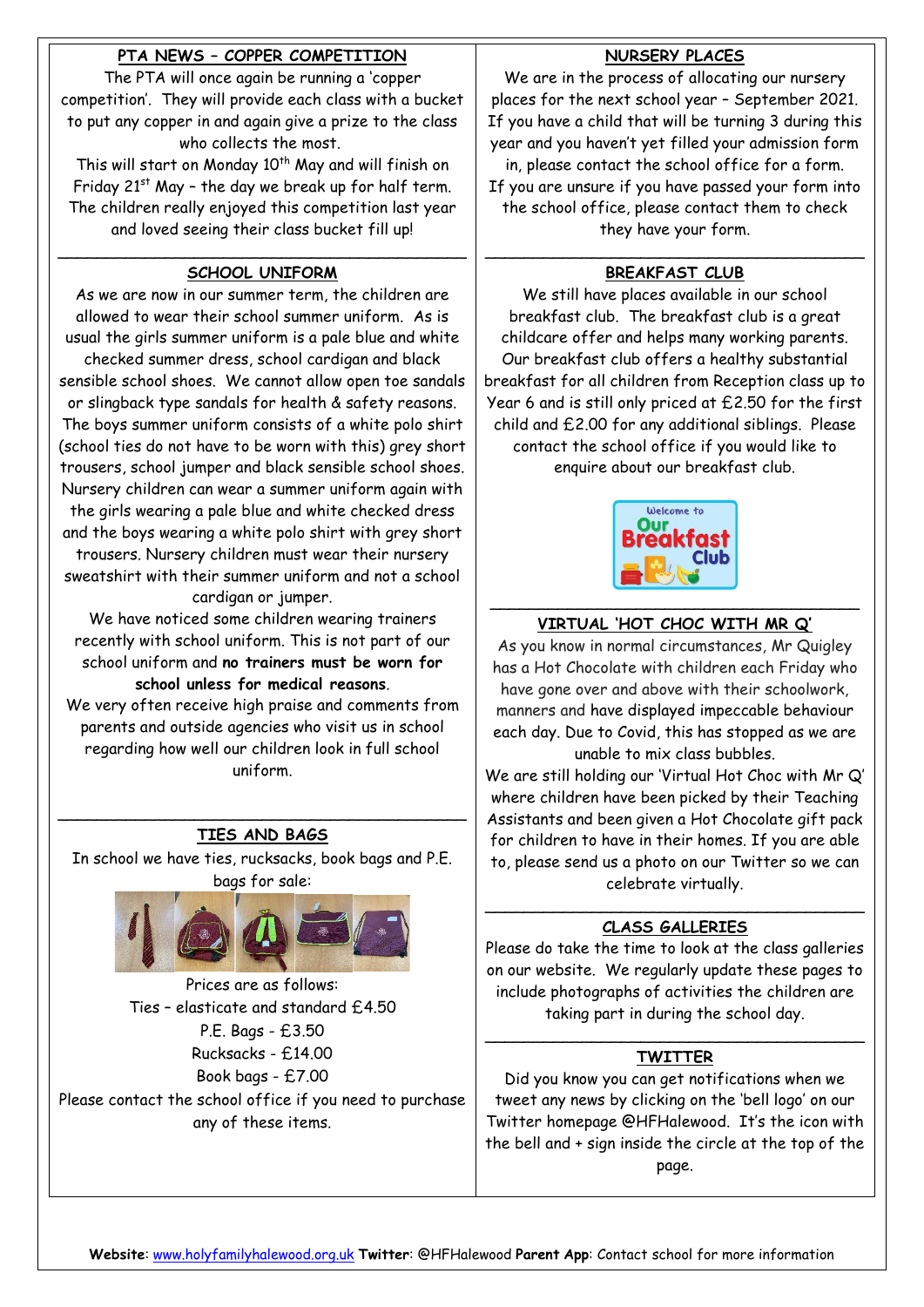## PTA NEWS – COPPER COMPETITION

The PTA will once again be running a 'copper competition'. They will provide each class with a bucket to put any copper in and again give a prize to the class who collects the most.

This will start on Monday 10th May and will finish on Friday 21st May – the day we break up for half term. The children really enjoyed this competition last year and loved seeing their class bucket fill up!

## SCHOOL UNIFORM

As we are now in our summer term, the children are allowed to wear their school summer uniform. As is usual the girls summer uniform is a pale blue and white checked summer dress, school cardigan and black sensible school shoes. We cannot allow open toe sandals or slingback type sandals for health & safety reasons. The boys summer uniform consists of a white polo shirt (school ties do not have to be worn with this) grey short trousers, school jumper and black sensible shoes. Nursery children can wear a summer uniform again with the girls wearing a pale blue and white checked dress and the boys wearing a white polo shirt with grey short trousers. Nursery children must wear their nursery sweatshirt with their summer uniform and not a school cardigan or jumper.

We have noticed some children wearing trainers recently with school uniform. This is not part of our school uniform and **no trainers must be worn for school unless for medical reasons**.

We very often receive high praise and comments from parents and outside agencies who visit us in school regarding how well our children look in full school uniform.

## TIES AND BAGS

In school we have ties, rucksacks, book bags and P.E. bags for sale:

Prices are as follows:

Ties – elasticate and standard £4.50

P.E. Bags - £3.50

Rucksacks - £14.00

Book bags - £7.00

Please contact the school office if you need to purchase any of these items.

## NURSERY PLACES

We are in the process of allocating our nursery places for the next school year – September 2021. If you have a child that will be turning 3 during this year and you haven't yet filled your admission form in, please contact the school office for a form. If you are unsure if you have passed your form into the school office, please contact them to check they have your form.

## BREAKFAST CLUB

We still have places available in our school breakfast club. The breakfast club is a great childcare offer and helps many working parents. Our breakfast club offers a healthy substantial breakfast for all children from Reception class up to Year 6 and is still only priced at £2.50 for the first child and £2.00 for any additional siblings. Please contact the school office if you would like to enquire about our breakfast club.

## VIRTUAL 'HOT CHOC WITH MR Q'

As you know in normal circumstances, Mr Quigley has a Hot Chocolate with children each Friday who have gone over and above with their schoolwork, manners and have displayed impeccable behaviour each day. Due to Covid, this has stopped as we are unable to mix class bubbles.

We are still holding our 'Virtual Hot Choc with Mr Q' where children have been picked by their Teaching Assistants and been given a Hot Chocolate gift pack for children to have in their homes. If you are able to, please send us a photo on our Twitter so we can celebrate virtually.

## CLASS GALLERIES

Please do take the time to look at the class galleries on our website. We regularly update these pages to include photographs of activities the children are taking part in during the school day.

## TWITTER

Did you know you can get notifications when we tweet any news by clicking on the 'bell logo' on our Twitter homepage @HFHalewood. It's the icon with the bell and + sign inside the circle at the top of the page.

**Website**: www.holyfamilyhalewood.org.uk **Twitter**: @HFHalewood **Parent App**: Contact school for more information